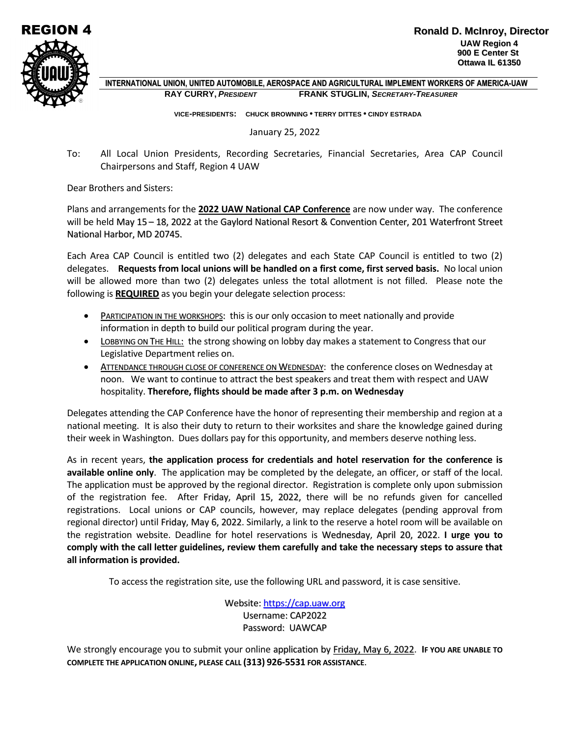REGION 4

**Ronald D. McInroy, Director**
**UAW Region 4**
**900 E Center St**
**Ottawa IL 61350**

**INTERNATIONAL UNION, UNITED AUTOMOBILE, AEROSPACE AND AGRICULTURAL IMPLEMENT WORKERS OF AMERICA-UAW**
**RAY CURRY, *PRESIDENT*** **FRANK STUGLIN, *SECRETARY-TREASURER***

**VICE-PRESIDENTS: CHUCK BROWNING • TERRY DITTES • CINDY ESTRADA**

January 25, 2022

To: All Local Union Presidents, Recording Secretaries, Financial Secretaries, Area CAP Council Chairpersons and Staff, Region 4 UAW

Dear Brothers and Sisters:

Plans and arrangements for the **2022 UAW National CAP Conference** are now under way. The conference will be held May 15 – 18, 2022 at the Gaylord National Resort & Convention Center, 201 Waterfront Street National Harbor, MD 20745.

Each Area CAP Council is entitled two (2) delegates and each State CAP Council is entitled to two (2) delegates. **Requests from local unions will be handled on a first come, first served basis.** No local union will be allowed more than two (2) delegates unless the total allotment is not filled. Please note the following is **REQUIRED** as you begin your delegate selection process:

- PARTICIPATION IN THE WORKSHOPS: this is our only occasion to meet nationally and provide information in depth to build our political program during the year.
- LOBBYING ON THE HILL: the strong showing on lobby day makes a statement to Congress that our Legislative Department relies on.
- ATTENDANCE THROUGH CLOSE OF CONFERENCE ON WEDNESDAY: the conference closes on Wednesday at noon. We want to continue to attract the best speakers and treat them with respect and UAW hospitality. **Therefore, flights should be made after 3 p.m. on Wednesday**

Delegates attending the CAP Conference have the honor of representing their membership and region at a national meeting. It is also their duty to return to their worksites and share the knowledge gained during their week in Washington. Dues dollars pay for this opportunity, and members deserve nothing less.

As in recent years, **the application process for credentials and hotel reservation for the conference is available online only**. The application may be completed by the delegate, an officer, or staff of the local. The application must be approved by the regional director. Registration is complete only upon submission of the registration fee. After Friday, April 15, 2022, there will be no refunds given for cancelled registrations. Local unions or CAP councils, however, may replace delegates (pending approval from regional director) until Friday, May 6, 2022. Similarly, a link to the reserve a hotel room will be available on the registration website. Deadline for hotel reservations is Wednesday, April 20, 2022. **I urge you to comply with the call letter guidelines, review them carefully and take the necessary steps to assure that all information is provided.**

To access the registration site, use the following URL and password, it is case sensitive.

Website: https://cap.uaw.org
Username: CAP2022
Password: UAWCAP

We strongly encourage you to submit your online application by Friday, May 6, 2022. **IF YOU ARE UNABLE TO COMPLETE THE APPLICATION ONLINE, PLEASE CALL (313) 926-5531 FOR ASSISTANCE**.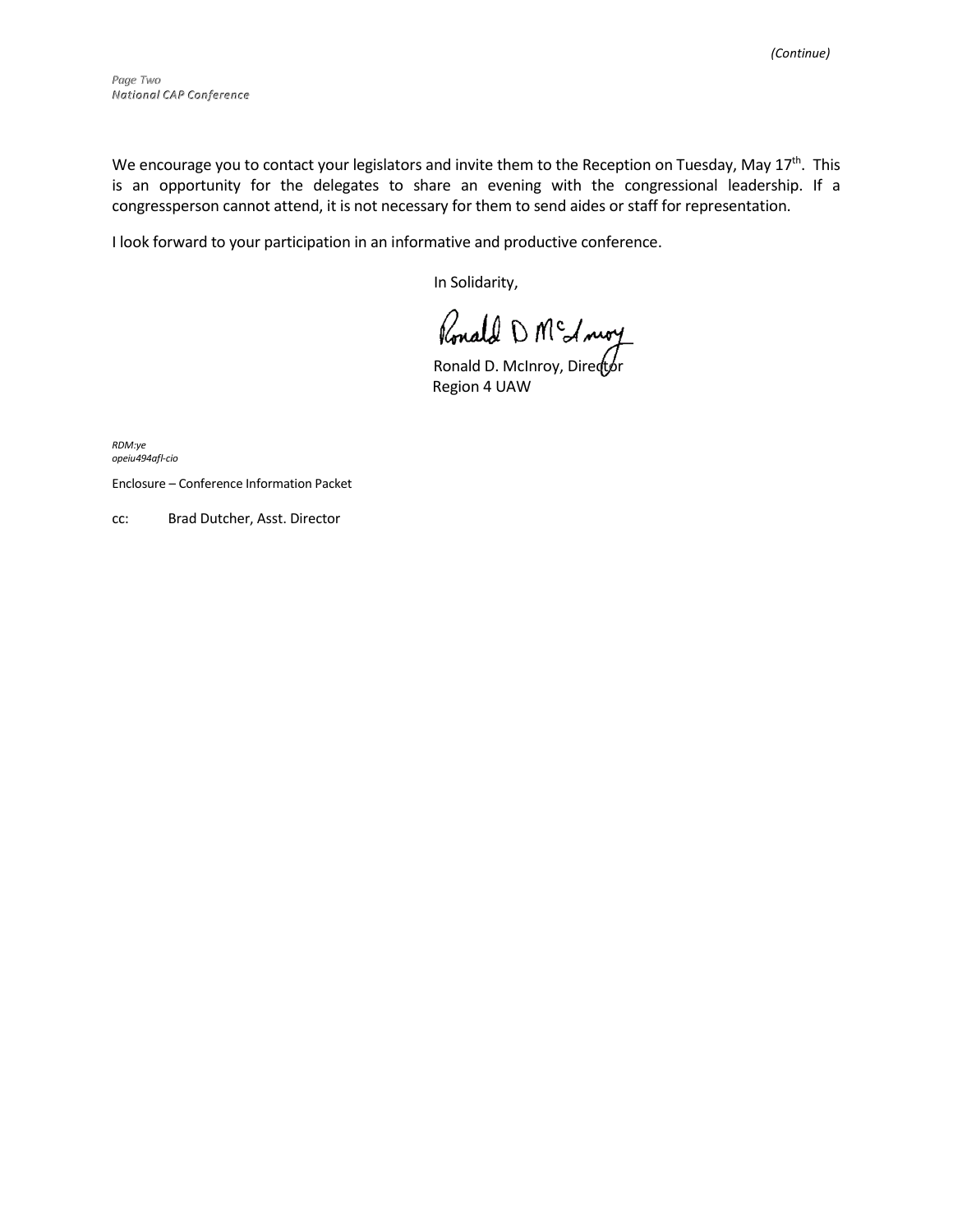We encourage you to contact your legislators and invite them to the Reception on Tuesday, May 17th. This is an opportunity for the delegates to share an evening with the congressional leadership. If a congressperson cannot attend, it is not necessary for them to send aides or staff for representation.

I look forward to your participation in an informative and productive conference.

In Solidarity,

Ronald D. McInroy, Director
Region 4 UAW

*RDM:ye*
*opeiu494afl-cio*

Enclosure – Conference Information Packet

cc: Brad Dutcher, Asst. Director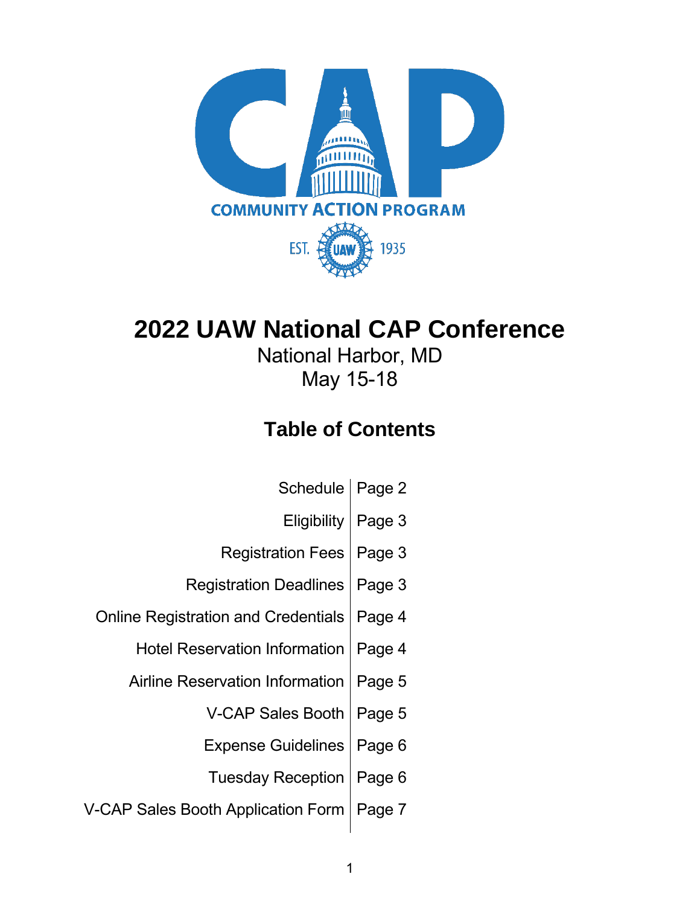COMMUNITY ACTION PROGRAM

EST. 1935

# 2022 UAW National CAP Conference

National Harbor, MD

May 15-18

## Table of Contents

| | |
|---|---|
| Schedule | Page 2 |
| Eligibility | Page 3 |
| Registration Fees | Page 3 |
| Registration Deadlines | Page 3 |
| Online Registration and Credentials | Page 4 |
| Hotel Reservation Information | Page 4 |
| Airline Reservation Information | Page 5 |
| V-CAP Sales Booth | Page 5 |
| Expense Guidelines | Page 6 |
| Tuesday Reception | Page 6 |
| V-CAP Sales Booth Application Form | Page 7 |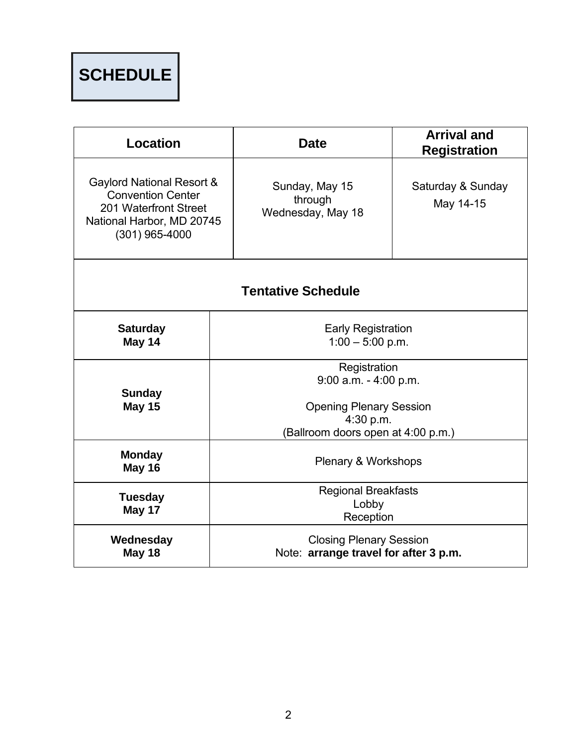# SCHEDULE

| Location | Date | Arrival and Registration |
| --- | --- | --- |
| Gaylord National Resort & Convention Center<br>201 Waterfront Street<br>National Harbor, MD 20745<br>(301) 965-4000 | Sunday, May 15<br>through<br>Wednesday, May 18 | Saturday & Sunday<br>May 14-15 |

**Tentative Schedule**

| Day | Events |
| --- | --- |
| **Saturday May 14** | Early Registration<br>1:00 – 5:00 p.m. |
| **Sunday May 15** | Registration<br>9:00 a.m. - 4:00 p.m.<br><br>Opening Plenary Session<br>4:30 p.m.<br>(Ballroom doors open at 4:00 p.m.) |
| **Monday May 16** | Plenary & Workshops |
| **Tuesday May 17** | Regional Breakfasts<br>Lobby<br>Reception |
| **Wednesday May 18** | Closing Plenary Session<br>Note: **arrange travel for after 3 p.m.** |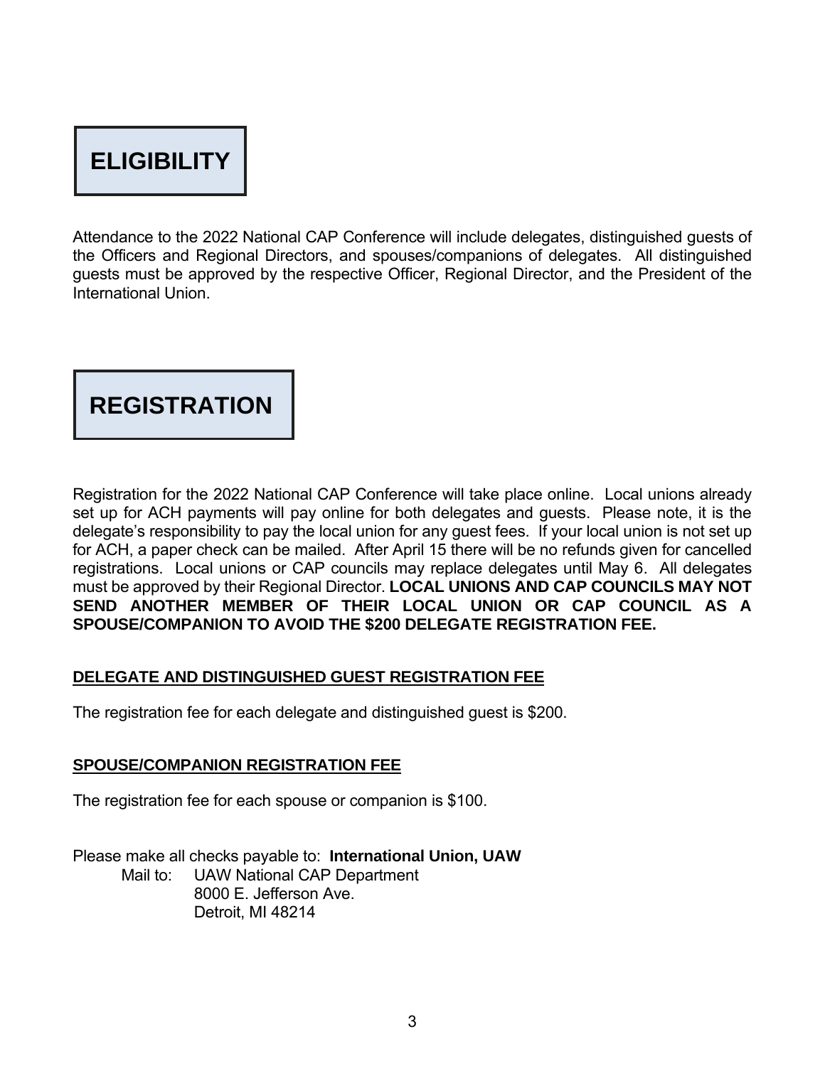# ELIGIBILITY

Attendance to the 2022 National CAP Conference will include delegates, distinguished guests of the Officers and Regional Directors, and spouses/companions of delegates. All distinguished guests must be approved by the respective Officer, Regional Director, and the President of the International Union.

# REGISTRATION

Registration for the 2022 National CAP Conference will take place online. Local unions already set up for ACH payments will pay online for both delegates and guests. Please note, it is the delegate's responsibility to pay the local union for any guest fees. If your local union is not set up for ACH, a paper check can be mailed. After April 15 there will be no refunds given for cancelled registrations. Local unions or CAP councils may replace delegates until May 6. All delegates must be approved by their Regional Director. **LOCAL UNIONS AND CAP COUNCILS MAY NOT SEND ANOTHER MEMBER OF THEIR LOCAL UNION OR CAP COUNCIL AS A SPOUSE/COMPANION TO AVOID THE $200 DELEGATE REGISTRATION FEE.**

## DELEGATE AND DISTINGUISHED GUEST REGISTRATION FEE

The registration fee for each delegate and distinguished guest is $200.

## SPOUSE/COMPANION REGISTRATION FEE

The registration fee for each spouse or companion is $100.

Please make all checks payable to: **International Union, UAW**

Mail to: UAW National CAP Department
8000 E. Jefferson Ave.
Detroit, MI 48214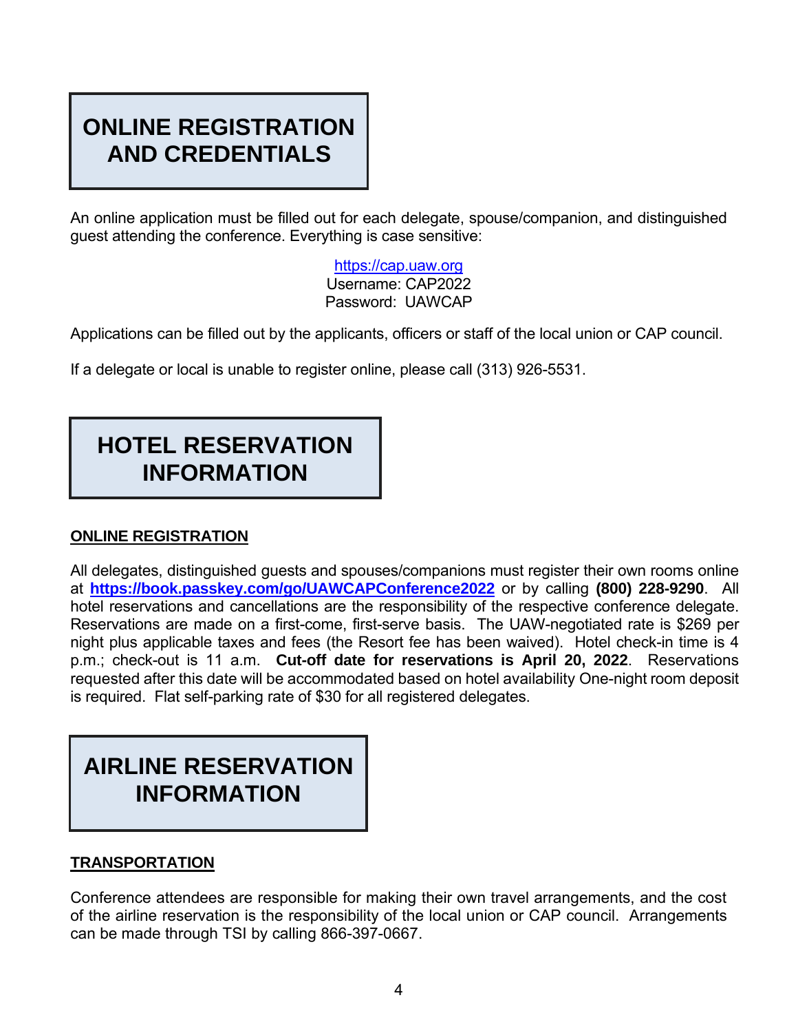# ONLINE REGISTRATION AND CREDENTIALS

An online application must be filled out for each delegate, spouse/companion, and distinguished guest attending the conference. Everything is case sensitive:

https://cap.uaw.org
Username: CAP2022
Password: UAWCAP

Applications can be filled out by the applicants, officers or staff of the local union or CAP council.

If a delegate or local is unable to register online, please call (313) 926-5531.

# HOTEL RESERVATION INFORMATION

**ONLINE REGISTRATION**

All delegates, distinguished guests and spouses/companions must register their own rooms online at **https://book.passkey.com/go/UAWCAPConference2022** or by calling **(800) 228-9290**. All hotel reservations and cancellations are the responsibility of the respective conference delegate. Reservations are made on a first-come, first-serve basis. The UAW-negotiated rate is $269 per night plus applicable taxes and fees (the Resort fee has been waived). Hotel check-in time is 4 p.m.; check-out is 11 a.m. **Cut-off date for reservations is April 20, 2022**. Reservations requested after this date will be accommodated based on hotel availability One-night room deposit is required. Flat self-parking rate of $30 for all registered delegates.

# AIRLINE RESERVATION INFORMATION

**TRANSPORTATION**

Conference attendees are responsible for making their own travel arrangements, and the cost of the airline reservation is the responsibility of the local union or CAP council. Arrangements can be made through TSI by calling 866-397-0667.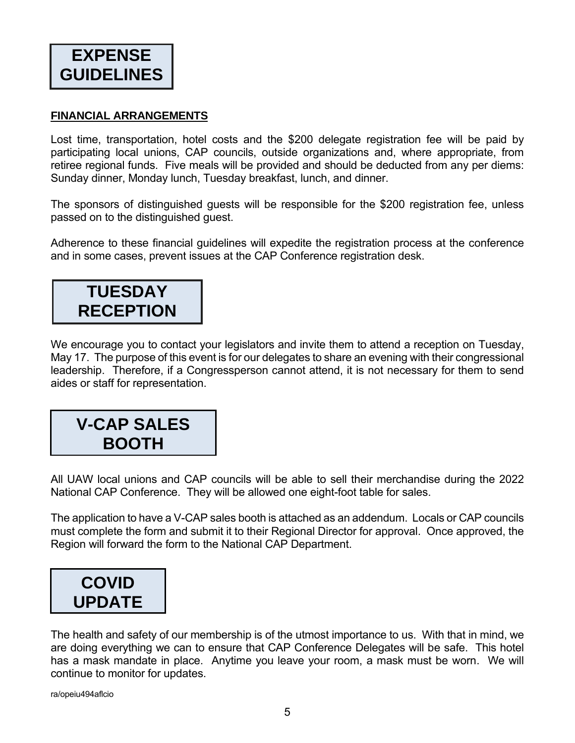# EXPENSE GUIDELINES

**FINANCIAL ARRANGEMENTS**

Lost time, transportation, hotel costs and the $200 delegate registration fee will be paid by participating local unions, CAP councils, outside organizations and, where appropriate, from retiree regional funds. Five meals will be provided and should be deducted from any per diems: Sunday dinner, Monday lunch, Tuesday breakfast, lunch, and dinner.

The sponsors of distinguished guests will be responsible for the $200 registration fee, unless passed on to the distinguished guest.

Adherence to these financial guidelines will expedite the registration process at the conference and in some cases, prevent issues at the CAP Conference registration desk.

# TUESDAY RECEPTION

We encourage you to contact your legislators and invite them to attend a reception on Tuesday, May 17. The purpose of this event is for our delegates to share an evening with their congressional leadership. Therefore, if a Congressperson cannot attend, it is not necessary for them to send aides or staff for representation.

# V-CAP SALES BOOTH

All UAW local unions and CAP councils will be able to sell their merchandise during the 2022 National CAP Conference. They will be allowed one eight-foot table for sales.

The application to have a V-CAP sales booth is attached as an addendum. Locals or CAP councils must complete the form and submit it to their Regional Director for approval. Once approved, the Region will forward the form to the National CAP Department.

# COVID UPDATE

The health and safety of our membership is of the utmost importance to us. With that in mind, we are doing everything we can to ensure that CAP Conference Delegates will be safe. This hotel has a mask mandate in place. Anytime you leave your room, a mask must be worn. We will continue to monitor for updates.

ra/opeiu494aflcio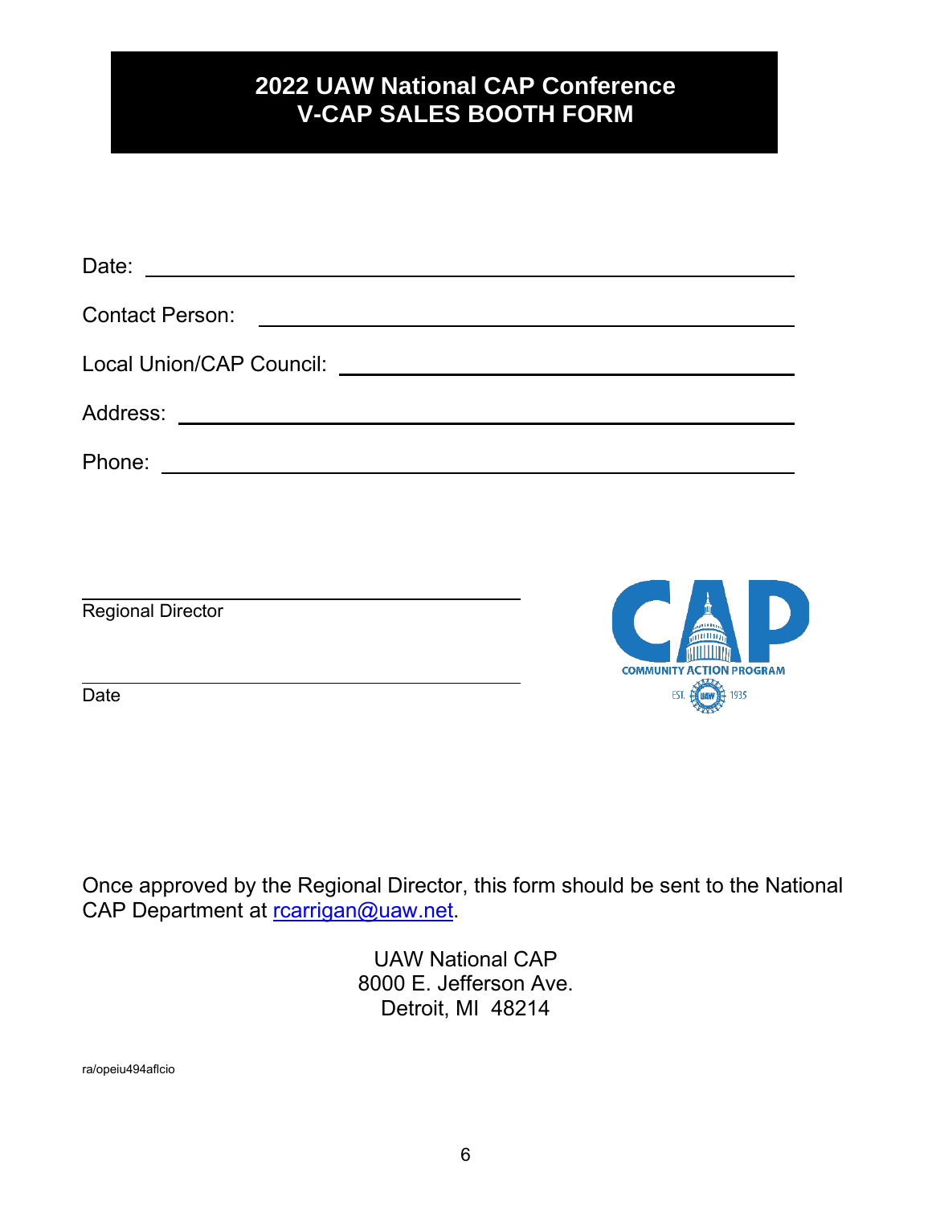# 2022 UAW National CAP Conference
# V-CAP SALES BOOTH FORM

Date: ____________________________________________

Contact Person: ____________________________________

Local Union/CAP Council: ____________________________

Address: __________________________________________

Phone: ___________________________________________

______________________________
Regional Director

______________________________
Date

CAP
COMMUNITY ACTION PROGRAM
EST. 1935

Once approved by the Regional Director, this form should be sent to the National CAP Department at rcarrigan@uaw.net.

UAW National CAP
8000 E. Jefferson Ave.
Detroit, MI 48214

ra/opeiu494aflcio